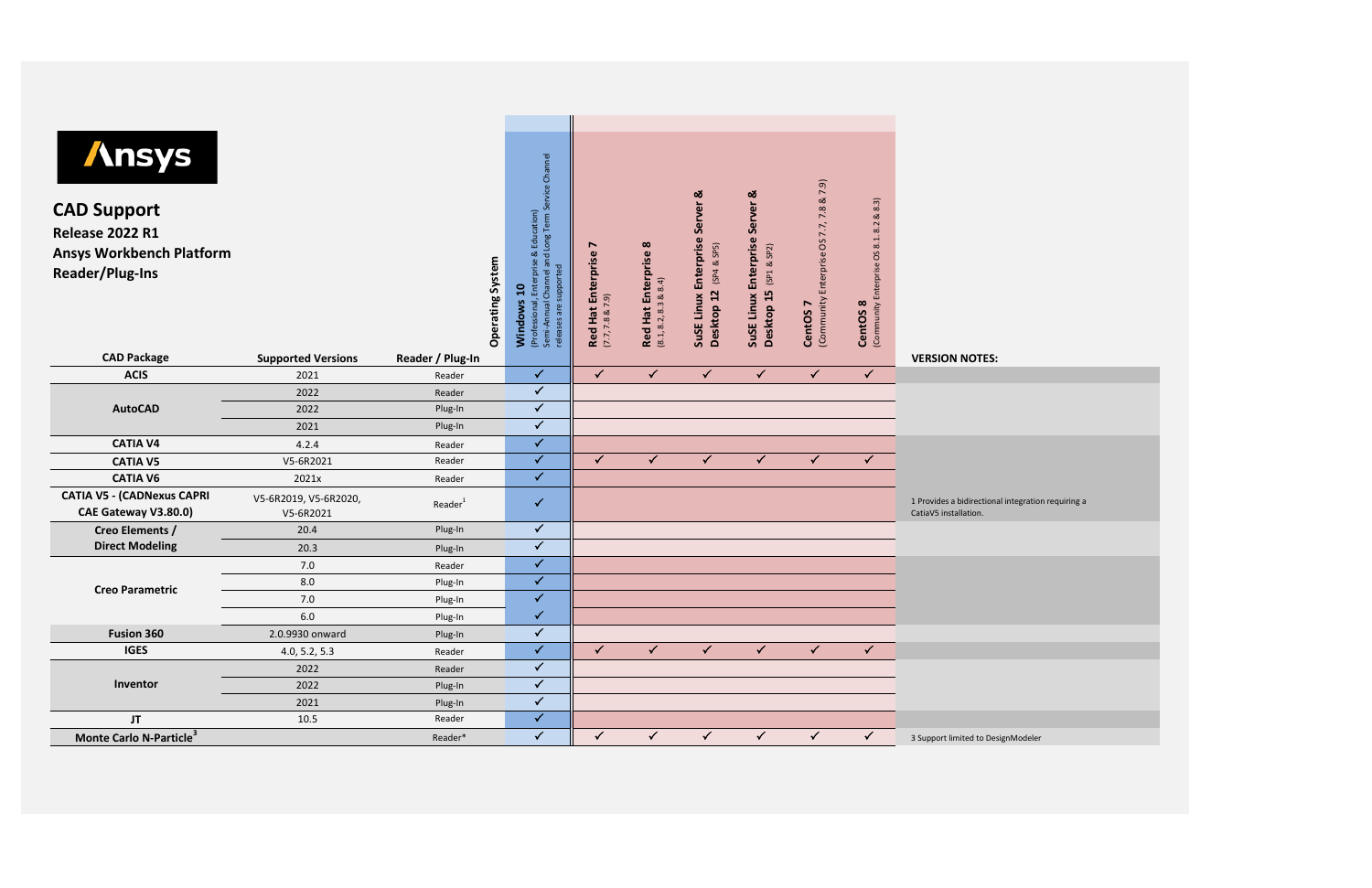**Ansys**

# CAD Support

## Release 2022 R1

## Ansys Workbench Platform

## Reader/Plug-Ins

| CAD Package | Supported Versions | Reader / Plug-In | Windows 10 (Professional, Enterprise & Education) Semi-Annual Channel and Long Term Service Channel releases are supported | Red Hat Enterprise 7 (7.7, 7.8 & 7.9) | Red Hat Enterprise 8 (8.1, 8.2, 8.3 & 8.4) | SuSE Linux Enterprise Server & Desktop 12 (SP4 & SP5) | SuSE Linux Enterprise Server & Desktop 15 (SP1 & SP2) | CentOS 7 (Community Enterprise OS 7.7, 7.8 & 7.9) | CentOS 8 (Community Enterprise OS 8.1, 8.2 & 8.3) | VERSION NOTES: |
|---|---|---|---|---|---|---|---|---|---|---|
| ACIS | 2021 | Reader | ✓ | ✓ | ✓ | ✓ | ✓ | ✓ | ✓ | |
| AutoCAD | 2022 | Reader | ✓ | | | | | | | |
| | 2022 | Plug-In | ✓ | | | | | | | |
| | 2021 | Plug-In | ✓ | | | | | | | |
| CATIA V4 | 4.2.4 | Reader | ✓ | | | | | | | |
| CATIA V5 | V5-6R2021 | Reader | ✓ | ✓ | ✓ | ✓ | ✓ | ✓ | ✓ | |
| CATIA V6 | 2021x | Reader | ✓ | | | | | | | |
| CATIA V5 - (CADNexus CAPRI CAE Gateway V3.80.0) | V5-6R2019, V5-6R2020, V5-6R2021 | Reader[1] | ✓ | | | | | | | 1 Provides a bidirectional integration requiring a CatiaV5 installation. |
| Creo Elements / Direct Modeling | 20.4 | Plug-In | ✓ | | | | | | | |
| | 20.3 | Plug-In | ✓ | | | | | | | |
| Creo Parametric | 7.0 | Reader | ✓ | | | | | | | |
| | 8.0 | Plug-In | ✓ | | | | | | | |
| | 7.0 | Plug-In | ✓ | | | | | | | |
| | 6.0 | Plug-In | ✓ | | | | | | | |
| Fusion 360 | 2.0.9930 onward | Plug-In | ✓ | | | | | | | |
| IGES | 4.0, 5.2, 5.3 | Reader | ✓ | ✓ | ✓ | ✓ | ✓ | ✓ | ✓ | |
| Inventor | 2022 | Reader | ✓ | | | | | | | |
| | 2022 | Plug-In | ✓ | | | | | | | |
| | 2021 | Plug-In | ✓ | | | | | | | |
| JT | 10.5 | Reader | ✓ | | | | | | | |
| Monte Carlo N-Particle[3] | | Reader* | ✓ | ✓ | ✓ | ✓ | ✓ | ✓ | ✓ | 3 Support limited to DesignModeler |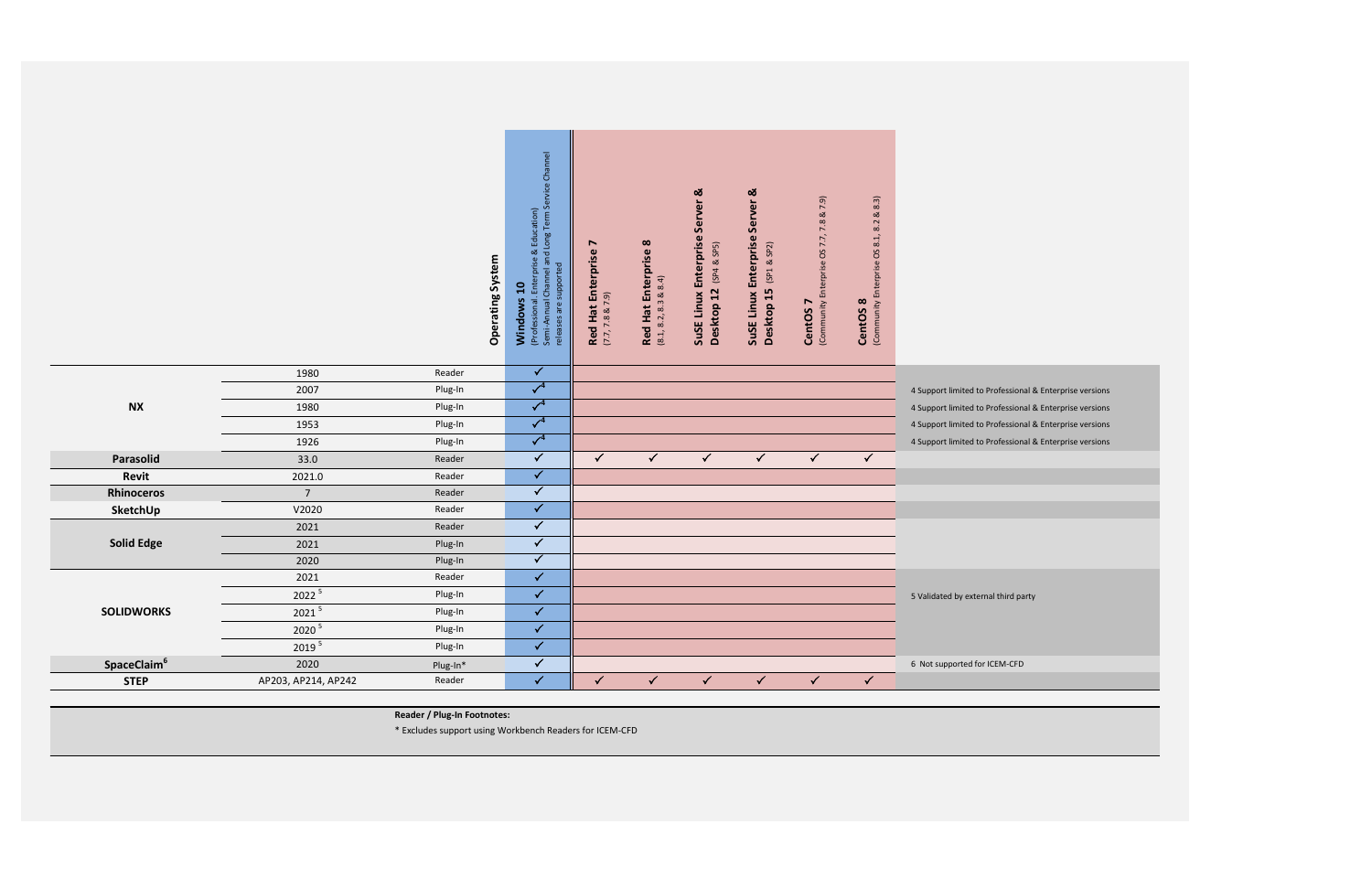| | | | Operating System | Windows 10 (Professional, Enterprise & Education) Semi-Annual Channel and Long Term Service Channel releases are supported | Red Hat Enterprise 7 (7.7, 7.8 & 7.9) | Red Hat Enterprise 8 (8.1, 8.2, 8.3 & 8.4) | SuSE Linux Enterprise Server & Desktop 12 (SP4 & SP5) | SuSE Linux Enterprise Server & Desktop 15 (SP1 & SP2) | CentOS 7 (Community Enterprise OS 7.7, 7.8 & 7.9) | CentOS 8 (Community Enterprise OS 8.1, 8.2 & 8.3) | |
|---|---|---|---|---|---|---|---|---|---|---|---|
| NX | 1980 | Reader | | ✓ | | | | | | | |
| | 2007 | Plug-In | | ✓[4] | | | | | | | 4 Support limited to Professional & Enterprise versions |
| | 1980 | Plug-In | | ✓[4] | | | | | | | 4 Support limited to Professional & Enterprise versions |
| | 1953 | Plug-In | | ✓[4] | | | | | | | 4 Support limited to Professional & Enterprise versions |
| | 1926 | Plug-In | | ✓[4] | | | | | | | 4 Support limited to Professional & Enterprise versions |
| **Parasolid** | 33.0 | Reader | | ✓ | ✓ | ✓ | ✓ | ✓ | ✓ | ✓ | |
| **Revit** | 2021.0 | Reader | | ✓ | | | | | | | |
| **Rhinoceros** | 7 | Reader | | ✓ | | | | | | | |
| **SketchUp** | V2020 | Reader | | ✓ | | | | | | | |
| **Solid Edge** | 2021 | Reader | | ✓ | | | | | | | |
| | 2021 | Plug-In | | ✓ | | | | | | | |
| | 2020 | Plug-In | | ✓ | | | | | | | |
| **SOLIDWORKS** | 2021 | Reader | | ✓ | | | | | | | |
| | 2022[5] | Plug-In | | ✓ | | | | | | | 5 Validated by external third party |
| | 2021[5] | Plug-In | | ✓ | | | | | | | |
| | 2020[5] | Plug-In | | ✓ | | | | | | | |
| | 2019[5] | Plug-In | | ✓ | | | | | | | |
| **SpaceClaim[6]** | 2020 | Plug-In* | | ✓ | | | | | | | 6 Not supported for ICEM-CFD |
| **STEP** | AP203, AP214, AP242 | Reader | | ✓ | ✓ | ✓ | ✓ | ✓ | ✓ | ✓ | |

**Reader / Plug-In Footnotes:**

* Excludes support using Workbench Readers for ICEM-CFD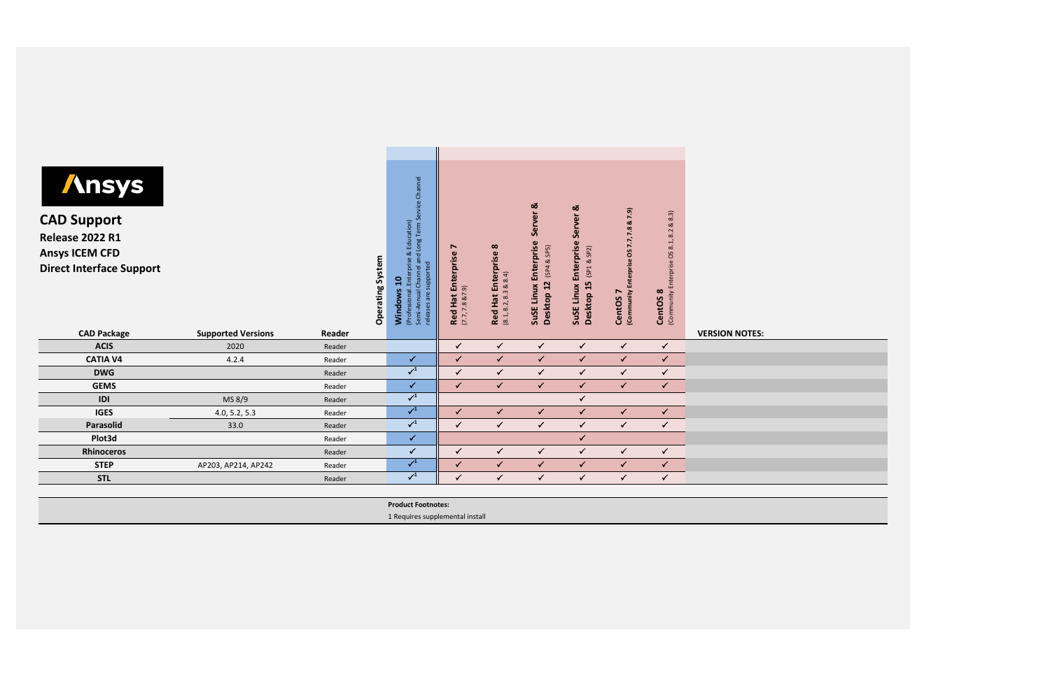# Ansys

## CAD Support

**Release 2022 R1**

**Ansys ICEM CFD**

**Direct Interface Support**

| CAD Package | Supported Versions | Reader | Windows 10 (Professional, Enterprise & Education) Semi-Annual Channel and Long Term Service Channel releases are supported | Red Hat Enterprise 7 (7.7, 7.8 & 7.9) | Red Hat Enterprise 8 (8.1, 8.2, 8.3 & 8.4) | SuSE Linux Enterprise Server & Desktop 12 (SP4 & SP5) | SuSE Linux Enterprise Server & Desktop 15 (SP1 & SP2) | CentOS 7 (Community Enterprise OS 7.7, 7.8 & 7.9) | CentOS 8 (Community Enterprise OS 8.1, 8.2 & 8.3) | VERSION NOTES: |
|---|---|---|---|---|---|---|---|---|---|---|
| ACIS | 2020 | Reader | | ✓ | ✓ | ✓ | ✓ | ✓ | ✓ | |
| CATIA V4 | 4.2.4 | Reader | ✓ | ✓ | ✓ | ✓ | ✓ | ✓ | ✓ | |
| DWG | | Reader | ✓[1] | ✓ | ✓ | ✓ | ✓ | ✓ | ✓ | |
| GEMS | | Reader | ✓ | ✓ | ✓ | ✓ | ✓ | ✓ | ✓ | |
| IDI | MS 8/9 | Reader | ✓[1] | | | | ✓ | | | |
| IGES | 4.0, 5.2, 5.3 | Reader | ✓[1] | ✓ | ✓ | ✓ | ✓ | ✓ | ✓ | |
| Parasolid | 33.0 | Reader | ✓[1] | ✓ | ✓ | ✓ | ✓ | ✓ | ✓ | |
| Plot3d | | Reader | ✓ | | | | ✓ | | | |
| Rhinoceros | | Reader | ✓ | ✓ | ✓ | ✓ | ✓ | ✓ | ✓ | |
| STEP | AP203, AP214, AP242 | Reader | ✓[1] | ✓ | ✓ | ✓ | ✓ | ✓ | ✓ | |
| STL | | Reader | ✓[1] | ✓ | ✓ | ✓ | ✓ | ✓ | ✓ | |

**Product Footnotes:**

1 Requires supplemental install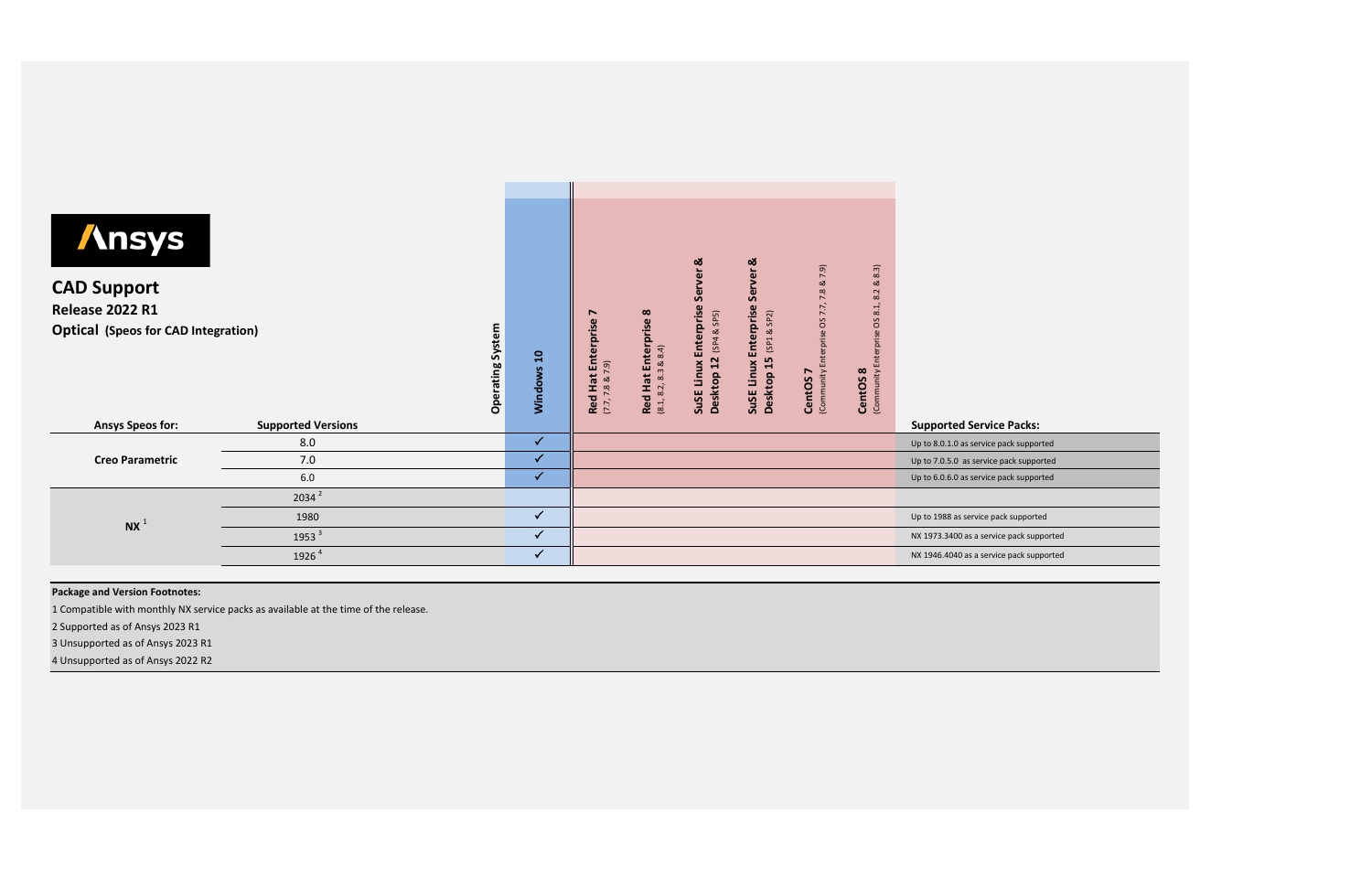**Ansys**

# CAD Support

## Release 2022 R1

### Optical (Speos for CAD Integration)

| Ansys Speos for: | Supported Versions | Windows 10 | Red Hat Enterprise 7 (7.7, 7.8 & 7.9) | Red Hat Enterprise 8 (8.1, 8.2, 8.3 & 8.4) | SuSE Linux Enterprise Server & Desktop 12 (SP4 & SP5) | SuSE Linux Enterprise Server & Desktop 15 (SP1 & SP2) | CentOS 7 (Community Enterprise OS 7.7, 7.8 & 7.9) | CentOS 8 (Community Enterprise OS 8.1, 8.2 & 8.3) | Supported Service Packs: |
|---|---|---|---|---|---|---|---|---|---|
| Creo Parametric | 8.0 | ✓ | | | | | | | Up to 8.0.1.0 as service pack supported |
| | 7.0 | ✓ | | | | | | | Up to 7.0.5.0 as service pack supported |
| | 6.0 | ✓ | | | | | | | Up to 6.0.6.0 as service pack supported |
| NX [1] | 2034 [2] | | | | | | | | |
| | 1980 | ✓ | | | | | | | Up to 1988 as service pack supported |
| | 1953 [3] | ✓ | | | | | | | NX 1973.3400 as a service pack supported |
| | 1926 [4] | ✓ | | | | | | | NX 1946.4040 as a service pack supported |

**Package and Version Footnotes:**

1 Compatible with monthly NX service packs as available at the time of the release.

2 Supported as of Ansys 2023 R1

3 Unsupported as of Ansys 2023 R1

4 Unsupported as of Ansys 2022 R2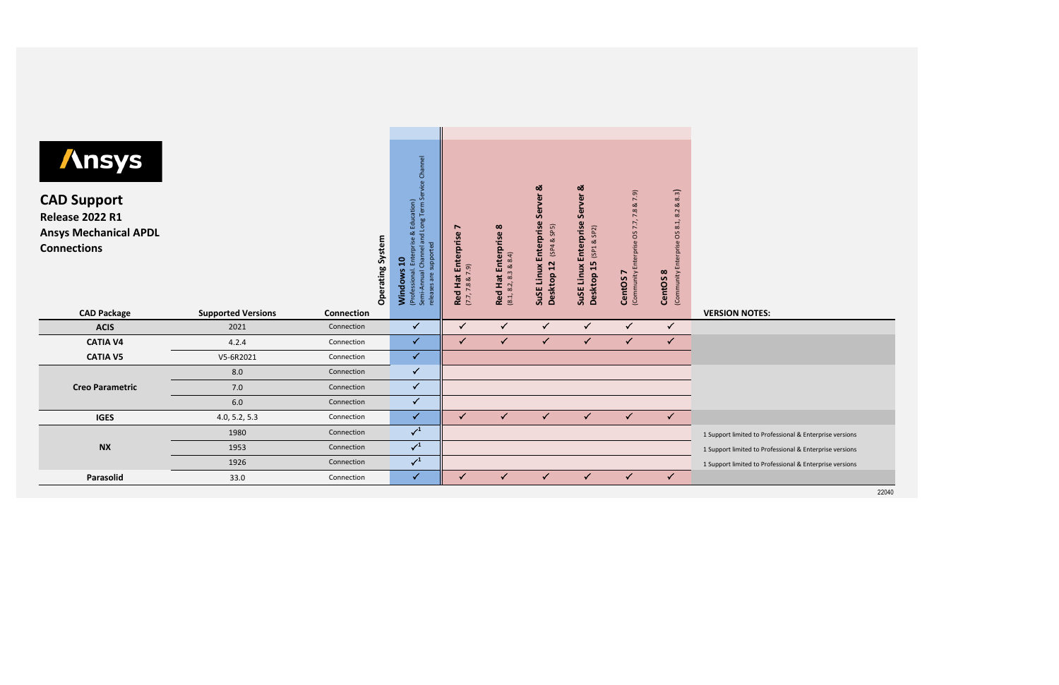**Ansys**

## CAD Support

**Release 2022 R1**

**Ansys Mechanical APDL**

**Connections**

| CAD Package | Supported Versions | Connection | Operating System: Windows 10 (Professional, Enterprise & Education) Semi-Annual Channel and Long Term Service Channel releases are supported | Red Hat Enterprise 7 (7.7, 7.8 & 7.9) | Red Hat Enterprise 8 (8.1, 8.2, 8.3 & 8.4) | SuSE Linux Enterprise Server & Desktop 12 (SP4 & SP5) | SuSE Linux Enterprise Server & Desktop 15 (SP1 & SP2) | CentOS 7 (Community Enterprise OS 7.7, 7.8 & 7.9) | CentOS 8 (Community Enterprise OS 8.1, 8.2 & 8.3) | VERSION NOTES: |
|---|---|---|---|---|---|---|---|---|---|---|
| ACIS | 2021 | Connection | ✓ | ✓ | ✓ | ✓ | ✓ | ✓ | ✓ | |
| CATIA V4 | 4.2.4 | Connection | ✓ | ✓ | ✓ | ✓ | ✓ | ✓ | ✓ | |
| CATIA V5 | V5-6R2021 | Connection | ✓ | | | | | | | |
| Creo Parametric | 8.0 | Connection | ✓ | | | | | | | |
| | 7.0 | Connection | ✓ | | | | | | | |
| | 6.0 | Connection | ✓ | | | | | | | |
| IGES | 4.0, 5.2, 5.3 | Connection | ✓ | ✓ | ✓ | ✓ | ✓ | ✓ | ✓ | |
| NX | 1980 | Connection | ✓[1] | | | | | | | 1 Support limited to Professional & Enterprise versions |
| | 1953 | Connection | ✓[1] | | | | | | | 1 Support limited to Professional & Enterprise versions |
| | 1926 | Connection | ✓[1] | | | | | | | 1 Support limited to Professional & Enterprise versions |
| Parasolid | 33.0 | Connection | ✓ | ✓ | ✓ | ✓ | ✓ | ✓ | ✓ | |

22040